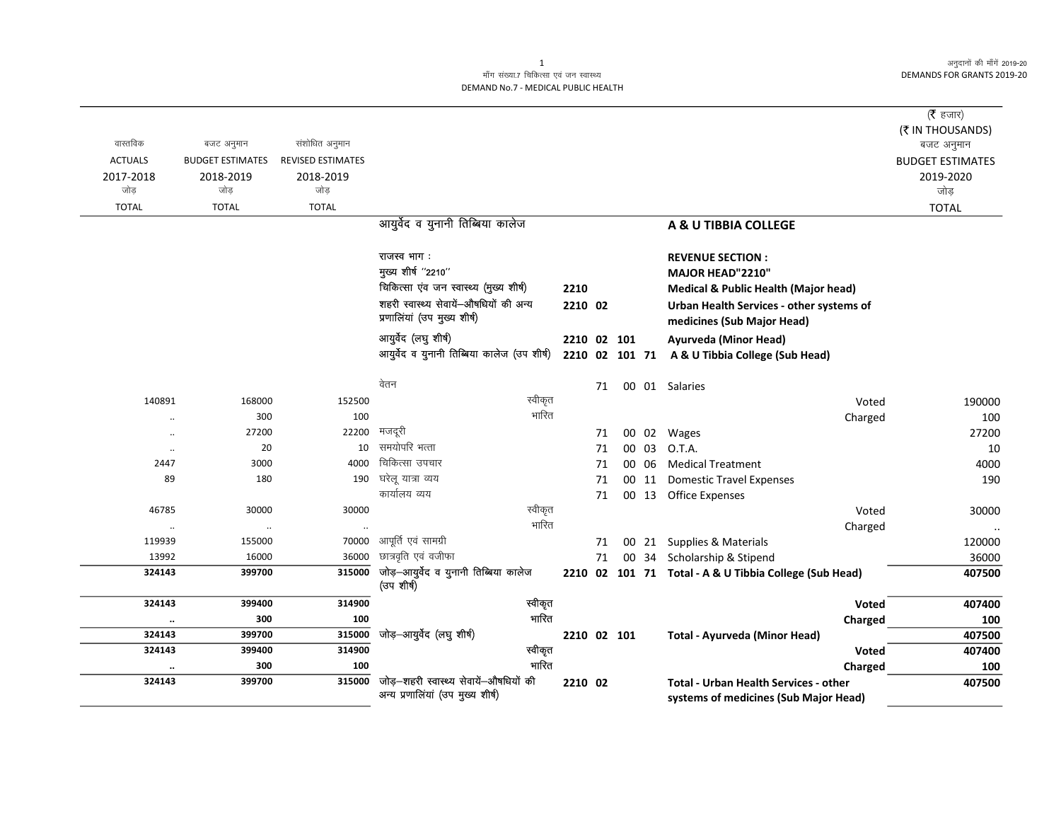माँग संख्या.7 चिकित्सा एवं जन स्वास्थ्य
DEMAND No.7 - MEDICAL PUBLIC HEALTH

अनुदानों की माँगें 2019-20
DEMANDS FOR GRANTS 2019-20

(₹ हजार)
(₹ IN THOUSANDS)

| वास्तविक ACTUALS 2017-2018 जोड़ TOTAL | बजट अनुमान BUDGET ESTIMATES 2018-2019 जोड़ TOTAL | संशोधित अनुमान REVISED ESTIMATES 2018-2019 जोड़ TOTAL | | | | बजट अनुमान BUDGET ESTIMATES 2019-2020 जोड़ TOTAL |
|---|---|---|---|---|---|---|
| | | | आयुर्वेद व युनानी तिब्बिया कालेज | | **A & U TIBBIA COLLEGE** | |
| | | | राजस्व भाग : | | **REVENUE SECTION :** | |
| | | | मुख्य शीर्ष ''2210'' | | **MAJOR HEAD"2210"** | |
| | | | चिकित्सा एंव जन स्वास्थ्य (मुख्य शीर्ष) | 2210 | **Medical & Public Health (Major head)** | |
| | | | शहरी स्वास्थ्य सेवायें–औषधियों की अन्य प्रणालियां (उप मुख्य शीर्ष) | 2210 02 | **Urban Health Services - other systems of medicines (Sub Major Head)** | |
| | | | आयुर्वेद (लघु शीर्ष) | 2210 02 101 | **Ayurveda (Minor Head)** | |
| | | | आयुर्वेद व युनानी तिब्बिया कालेज (उप शीर्ष) | 2210 02 101 71 | **A & U Tibbia College (Sub Head)** | |
| | | | वेतन | 71 00 01 | Salaries | |
| 140891 | 168000 | 152500 | स्वीकृत | | Voted | 190000 |
| .. | 300 | 100 | भारित | | Charged | 100 |
| .. | 27200 | 22200 | मजदूरी | 71 00 02 | Wages | 27200 |
| .. | 20 | 10 | समयोपरि भत्ता | 71 00 03 | O.T.A. | 10 |
| 2447 | 3000 | 4000 | चिकित्सा उपचार | 71 00 06 | Medical Treatment | 4000 |
| 89 | 180 | 190 | घरेलू यात्रा व्यय | 71 00 11 | Domestic Travel Expenses | 190 |
| | | | कार्यालय व्यय | 71 00 13 | Office Expenses | |
| 46785 | 30000 | 30000 | स्वीकृत | | Voted | 30000 |
| .. | .. | .. | भारित | | Charged | .. |
| 119939 | 155000 | 70000 | आपूर्ति एवं सामग्री | 71 00 21 | Supplies & Materials | 120000 |
| 13992 | 16000 | 36000 | छात्रवृति एवं वजीफा | 71 00 34 | Scholarship & Stipend | 36000 |
| **324143** | **399700** | **315000** | जोड़–आयुर्वेद व युनानी तिब्बिया कालेज (उप शीर्ष) | 2210 02 101 71 | **Total - A & U Tibbia College (Sub Head)** | **407500** |
| **324143** | **399400** | **314900** | स्वीकृत | | **Voted** | **407400** |
| **..** | **300** | **100** | भारित | | **Charged** | **100** |
| **324143** | **399700** | **315000** | जोड़–आयुर्वेद (लघु शीर्ष) | 2210 02 101 | **Total - Ayurveda (Minor Head)** | **407500** |
| **324143** | **399400** | **314900** | स्वीकृत | | **Voted** | **407400** |
| **..** | **300** | **100** | भारित | | **Charged** | **100** |
| **324143** | **399700** | **315000** | जोड़–शहरी स्वास्थ्य सेवायें–औषधियों की अन्य प्रणालियां (उप मुख्य शीर्ष) | 2210 02 | **Total - Urban Health Services - other systems of medicines (Sub Major Head)** | **407500** |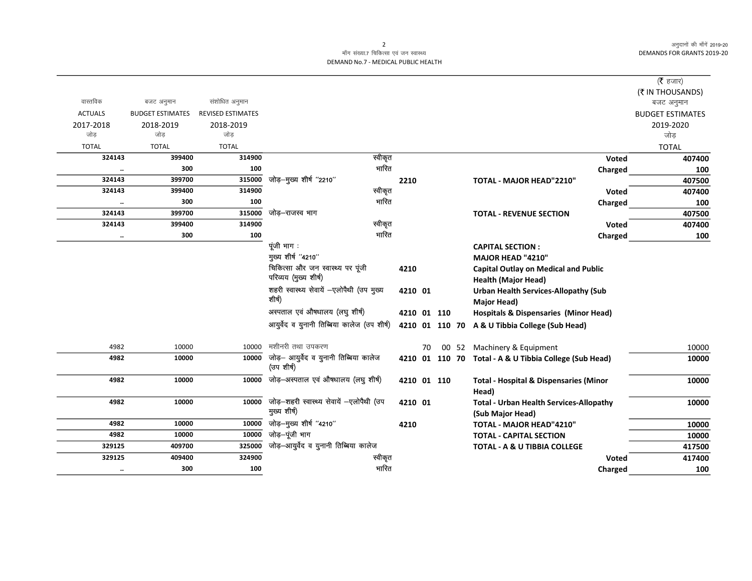माँग संख्या.7 चिकित्सा एवं जन स्वास्थ्य
DEMAND No.7 - MEDICAL PUBLIC HEALTH

(₹ हजार)
(₹ IN THOUSANDS)

| वास्तविक ACTUALS 2017-2018 जोड़ TOTAL | बजट अनुमान BUDGET ESTIMATES 2018-2019 जोड़ TOTAL | संशोधित अनुमान REVISED ESTIMATES 2018-2019 जोड़ TOTAL | | | | बजट अनुमान BUDGET ESTIMATES 2019-2020 जोड़ TOTAL |
|---|---|---|---|---|---|---|
| 324143 | 399400 | 314900 | स्वीकृत | | Voted | 407400 |
| .. | 300 | 100 | भारित | | Charged | 100 |
| 324143 | 399700 | 315000 | जोड़–मुख्य शीर्ष ''2210'' | 2210 | TOTAL - MAJOR HEAD"2210" | 407500 |
| 324143 | 399400 | 314900 | स्वीकृत | | Voted | 407400 |
| .. | 300 | 100 | भारित | | Charged | 100 |
| 324143 | 399700 | 315000 | जोड़–राजस्व भाग | | TOTAL - REVENUE SECTION | 407500 |
| 324143 | 399400 | 314900 | स्वीकृत | | Voted | 407400 |
| .. | 300 | 100 | भारित | | Charged | 100 |
| | | | पूंजी भाग : | | CAPITAL SECTION : | |
| | | | मुख्य शीर्ष ''4210'' | | MAJOR HEAD "4210" | |
| | | | चिकित्सा और जन स्वास्थ्य पर पूंजी परिव्यय (मुख्य शीर्ष) | 4210 | Capital Outlay on Medical and Public Health (Major Head) | |
| | | | शहरी स्वास्थ्य सेवायें –एलोपैथी (उप मुख्य शीर्ष) | 4210 01 | Urban Health Services-Allopathy (Sub Major Head) | |
| | | | अस्पताल एवं औषधालय (लघु शीर्ष) | 4210 01 110 | Hospitals & Dispensaries (Minor Head) | |
| | | | आयुर्वेद व युनानी तिब्बिया कालेज (उप शीर्ष) | 4210 01 110 70 | A & U Tibbia College (Sub Head) | |
| 4982 | 10000 | 10000 | मशीनरी तथा उपकरण | 70 00 52 | Machinery & Equipment | 10000 |
| 4982 | 10000 | 10000 | जोड़– आयुर्वेद व युनानी तिब्बिया कालेज (उप शीर्ष) | 4210 01 110 70 | Total - A & U Tibbia College (Sub Head) | 10000 |
| 4982 | 10000 | 10000 | जोड़–अस्पताल एवं औषधालय (लघु शीर्ष) | 4210 01 110 | Total - Hospital & Dispensaries (Minor Head) | 10000 |
| 4982 | 10000 | 10000 | जोड़–शहरी स्वास्थ्य सेवायें –एलोपैथी (उप मुख्य शीर्ष) | 4210 01 | Total - Urban Health Services-Allopathy (Sub Major Head) | 10000 |
| 4982 | 10000 | 10000 | जोड़–मुख्य शीर्ष ''4210'' | 4210 | TOTAL - MAJOR HEAD"4210" | 10000 |
| 4982 | 10000 | 10000 | जोड़–पूंजी भाग | | TOTAL - CAPITAL SECTION | 10000 |
| 329125 | 409700 | 325000 | जोड़–आयुर्वेद व युनानी तिब्बिया कालेज | | TOTAL - A & U TIBBIA COLLEGE | 417500 |
| 329125 | 409400 | 324900 | स्वीकृत | | Voted | 417400 |
| .. | 300 | 100 | भारित | | Charged | 100 |